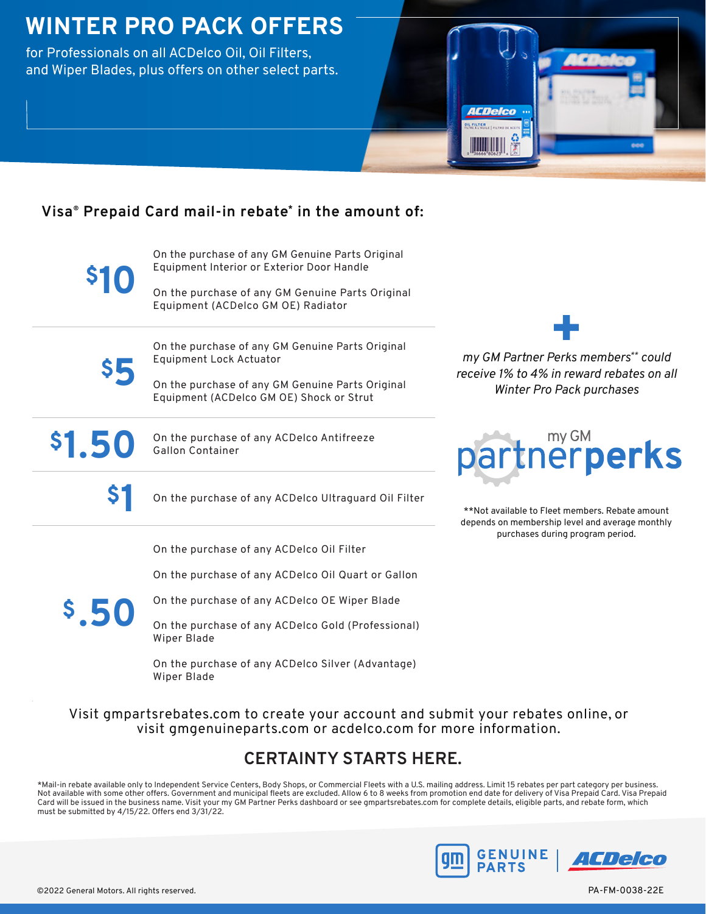# WINTER PRO PACK OFFERS

for Professionals on all ACDelco Oil, Oil Filters, and Wiper Blades, plus offers on other select parts.

## Visa® Prepaid Card mail-in rebate* in the amount of:

**$10**

On the purchase of any GM Genuine Parts Original Equipment Interior or Exterior Door Handle

On the purchase of any GM Genuine Parts Original Equipment (ACDelco GM OE) Radiator

**$5**

On the purchase of any GM Genuine Parts Original Equipment Lock Actuator

On the purchase of any GM Genuine Parts Original Equipment (ACDelco GM OE) Shock or Strut

**$1.50**

On the purchase of any ACDelco Antifreeze Gallon Container

**$1**

On the purchase of any ACDelco Ultraguard Oil Filter

**$.50**

On the purchase of any ACDelco Oil Filter

On the purchase of any ACDelco Oil Quart or Gallon

On the purchase of any ACDelco OE Wiper Blade

On the purchase of any ACDelco Gold (Professional) Wiper Blade

On the purchase of any ACDelco Silver (Advantage) Wiper Blade

**+**

*my GM Partner Perks members** could receive 1% to 4% in reward rebates on all Winter Pro Pack purchases*

my GM partnerperks

**Not available to Fleet members. Rebate amount depends on membership level and average monthly purchases during program period.

Visit gmpartsrebates.com to create your account and submit your rebates online, or visit gmgenuineparts.com or acdelco.com for more information.

## CERTAINTY STARTS HERE.

*Mail-in rebate available only to Independent Service Centers, Body Shops, or Commercial Fleets with a U.S. mailing address. Limit 15 rebates per part category per business. Not available with some other offers. Government and municipal fleets are excluded. Allow 6 to 8 weeks from promotion end date for delivery of Visa Prepaid Card. Visa Prepaid Card will be issued in the business name. Visit your my GM Partner Perks dashboard or see gmpartsrebates.com for complete details, eligible parts, and rebate form, which must be submitted by 4/15/22. Offers end 3/31/22.

GM GENUINE PARTS | ACDelco

©2022 General Motors. All rights reserved.

PA-FM-0038-22E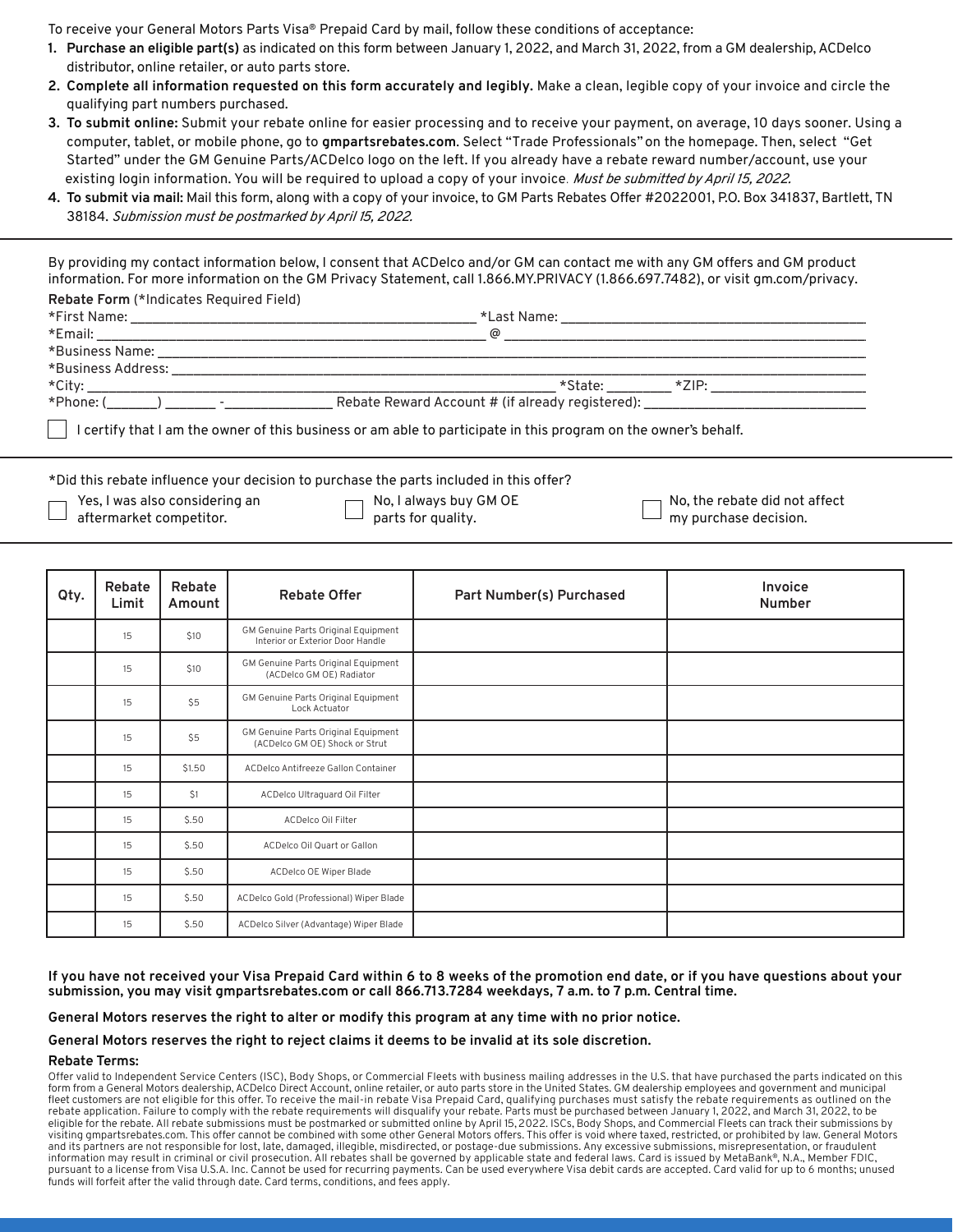To receive your General Motors Parts Visa® Prepaid Card by mail, follow these conditions of acceptance:

1. **Purchase an eligible part(s)** as indicated on this form between January 1, 2022, and March 31, 2022, from a GM dealership, ACDelco distributor, online retailer, or auto parts store.
2. **Complete all information requested on this form accurately and legibly.** Make a clean, legible copy of your invoice and circle the qualifying part numbers purchased.
3. **To submit online:** Submit your rebate online for easier processing and to receive your payment, on average, 10 days sooner. Using a computer, tablet, or mobile phone, go to **gmpartsrebates.com**. Select "Trade Professionals" on the homepage. Then, select "Get Started" under the GM Genuine Parts/ACDelco logo on the left. If you already have a rebate reward number/account, use your existing login information. You will be required to upload a copy of your invoice. *Must be submitted by April 15, 2022.*
4. **To submit via mail:** Mail this form, along with a copy of your invoice, to GM Parts Rebates Offer #2022001, P.O. Box 341837, Bartlett, TN 38184. *Submission must be postmarked by April 15, 2022.*

---

By providing my contact information below, I consent that ACDelco and/or GM can contact me with any GM offers and GM product information. For more information on the GM Privacy Statement, call 1.866.MY.PRIVACY (1.866.697.7482), or visit gm.com/privacy.

**Rebate Form** (*Indicates Required Field)

*First Name: ______________________ *Last Name: ______________________

*Email: ______________________ @ ______________________

*Business Name: ______________________

*Business Address: ______________________

*City: ______________________ *State: ________ *ZIP: ______________

*Phone: (_______) _______ - ______________ Rebate Reward Account # (if already registered): ______________

☐ I certify that I am the owner of this business or am able to participate in this program on the owner's behalf.

---

*Did this rebate influence your decision to purchase the parts included in this offer?

☐ Yes, I was also considering an aftermarket competitor.

☐ No, I always buy GM OE parts for quality.

☐ No, the rebate did not affect my purchase decision.

---

| Qty. | Rebate Limit | Rebate Amount | Rebate Offer | Part Number(s) Purchased | Invoice Number |
|---|---|---|---|---|---|
| | 15 | $10 | GM Genuine Parts Original Equipment Interior or Exterior Door Handle | | |
| | 15 | $10 | GM Genuine Parts Original Equipment (ACDelco GM OE) Radiator | | |
| | 15 | $5 | GM Genuine Parts Original Equipment Lock Actuator | | |
| | 15 | $5 | GM Genuine Parts Original Equipment (ACDelco GM OE) Shock or Strut | | |
| | 15 | $1.50 | ACDelco Antifreeze Gallon Container | | |
| | 15 | $1 | ACDelco Ultraguard Oil Filter | | |
| | 15 | $.50 | ACDelco Oil Filter | | |
| | 15 | $.50 | ACDelco Oil Quart or Gallon | | |
| | 15 | $.50 | ACDelco OE Wiper Blade | | |
| | 15 | $.50 | ACDelco Gold (Professional) Wiper Blade | | |
| | 15 | $.50 | ACDelco Silver (Advantage) Wiper Blade | | |

**If you have not received your Visa Prepaid Card within 6 to 8 weeks of the promotion end date, or if you have questions about your submission, you may visit gmpartsrebates.com or call 866.713.7284 weekdays, 7 a.m. to 7 p.m. Central time.**

**General Motors reserves the right to alter or modify this program at any time with no prior notice.**

**General Motors reserves the right to reject claims it deems to be invalid at its sole discretion.**

**Rebate Terms:**

Offer valid to Independent Service Centers (ISC), Body Shops, or Commercial Fleets with business mailing addresses in the U.S. that have purchased the parts indicated on this form from a General Motors dealership, ACDelco Direct Account, online retailer, or auto parts store in the United States. GM dealership employees and government and municipal fleet customers are not eligible for this offer. To receive the mail-in rebate Visa Prepaid Card, qualifying purchases must satisfy the rebate requirements as outlined on the rebate application. Failure to comply with the rebate requirements will disqualify your rebate. Parts must be purchased between January 1, 2022, and March 31, 2022, to be eligible for the rebate. All rebate submissions must be postmarked or submitted online by April 15, 2022. ISCs, Body Shops, and Commercial Fleets can track their submissions by visiting gmpartsrebates.com. This offer cannot be combined with some other General Motors offers. This offer is void where taxed, restricted, or prohibited by law. General Motors and its partners are not responsible for lost, late, damaged, illegible, misdirected, or postage-due submissions. Any excessive submissions, misrepresentation, or fraudulent information may result in criminal or civil prosecution. All rebates shall be governed by applicable state and federal laws. Card is issued by MetaBank®, N.A., Member FDIC, pursuant to a license from Visa U.S.A. Inc. Cannot be used for recurring payments. Can be used everywhere Visa debit cards are accepted. Card valid for up to 6 months; unused funds will forfeit after the valid through date. Card terms, conditions, and fees apply.